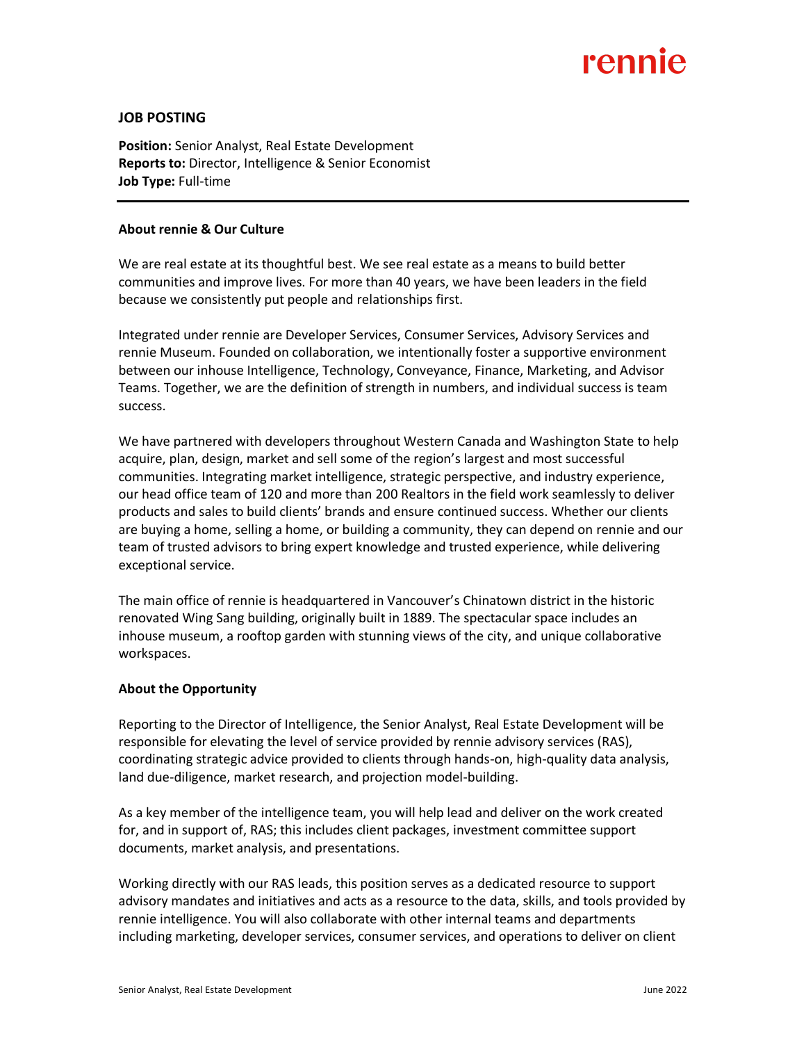rennie

## JOB POSTING

**Position:** Senior Analyst, Real Estate Development
**Reports to:** Director, Intelligence & Senior Economist
**Job Type:** Full-time

---

### About rennie & Our Culture

We are real estate at its thoughtful best. We see real estate as a means to build better communities and improve lives. For more than 40 years, we have been leaders in the field because we consistently put people and relationships first.

Integrated under rennie are Developer Services, Consumer Services, Advisory Services and rennie Museum. Founded on collaboration, we intentionally foster a supportive environment between our inhouse Intelligence, Technology, Conveyance, Finance, Marketing, and Advisor Teams. Together, we are the definition of strength in numbers, and individual success is team success.

We have partnered with developers throughout Western Canada and Washington State to help acquire, plan, design, market and sell some of the region's largest and most successful communities. Integrating market intelligence, strategic perspective, and industry experience, our head office team of 120 and more than 200 Realtors in the field work seamlessly to deliver products and sales to build clients' brands and ensure continued success. Whether our clients are buying a home, selling a home, or building a community, they can depend on rennie and our team of trusted advisors to bring expert knowledge and trusted experience, while delivering exceptional service.

The main office of rennie is headquartered in Vancouver's Chinatown district in the historic renovated Wing Sang building, originally built in 1889. The spectacular space includes an inhouse museum, a rooftop garden with stunning views of the city, and unique collaborative workspaces.

### About the Opportunity

Reporting to the Director of Intelligence, the Senior Analyst, Real Estate Development will be responsible for elevating the level of service provided by rennie advisory services (RAS), coordinating strategic advice provided to clients through hands-on, high-quality data analysis, land due-diligence, market research, and projection model-building.

As a key member of the intelligence team, you will help lead and deliver on the work created for, and in support of, RAS; this includes client packages, investment committee support documents, market analysis, and presentations.

Working directly with our RAS leads, this position serves as a dedicated resource to support advisory mandates and initiatives and acts as a resource to the data, skills, and tools provided by rennie intelligence. You will also collaborate with other internal teams and departments including marketing, developer services, consumer services, and operations to deliver on client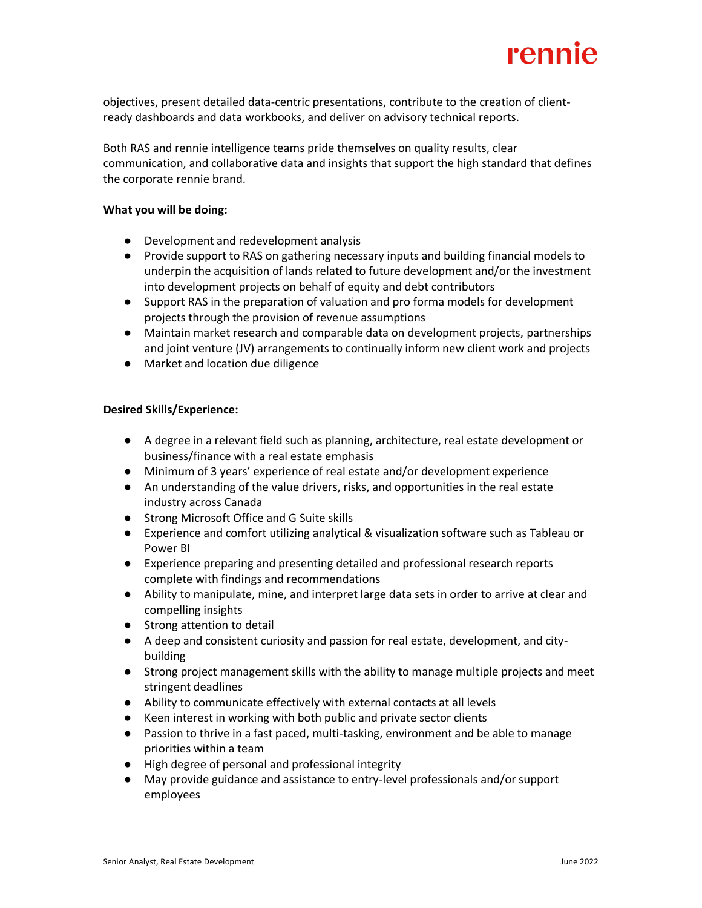objectives, present detailed data-centric presentations, contribute to the creation of client-ready dashboards and data workbooks, and deliver on advisory technical reports.

Both RAS and rennie intelligence teams pride themselves on quality results, clear communication, and collaborative data and insights that support the high standard that defines the corporate rennie brand.

**What you will be doing:**

- Development and redevelopment analysis
- Provide support to RAS on gathering necessary inputs and building financial models to underpin the acquisition of lands related to future development and/or the investment into development projects on behalf of equity and debt contributors
- Support RAS in the preparation of valuation and pro forma models for development projects through the provision of revenue assumptions
- Maintain market research and comparable data on development projects, partnerships and joint venture (JV) arrangements to continually inform new client work and projects
- Market and location due diligence

**Desired Skills/Experience:**

- A degree in a relevant field such as planning, architecture, real estate development or business/finance with a real estate emphasis
- Minimum of 3 years' experience of real estate and/or development experience
- An understanding of the value drivers, risks, and opportunities in the real estate industry across Canada
- Strong Microsoft Office and G Suite skills
- Experience and comfort utilizing analytical & visualization software such as Tableau or Power BI
- Experience preparing and presenting detailed and professional research reports complete with findings and recommendations
- Ability to manipulate, mine, and interpret large data sets in order to arrive at clear and compelling insights
- Strong attention to detail
- A deep and consistent curiosity and passion for real estate, development, and city-building
- Strong project management skills with the ability to manage multiple projects and meet stringent deadlines
- Ability to communicate effectively with external contacts at all levels
- Keen interest in working with both public and private sector clients
- Passion to thrive in a fast paced, multi-tasking, environment and be able to manage priorities within a team
- High degree of personal and professional integrity
- May provide guidance and assistance to entry-level professionals and/or support employees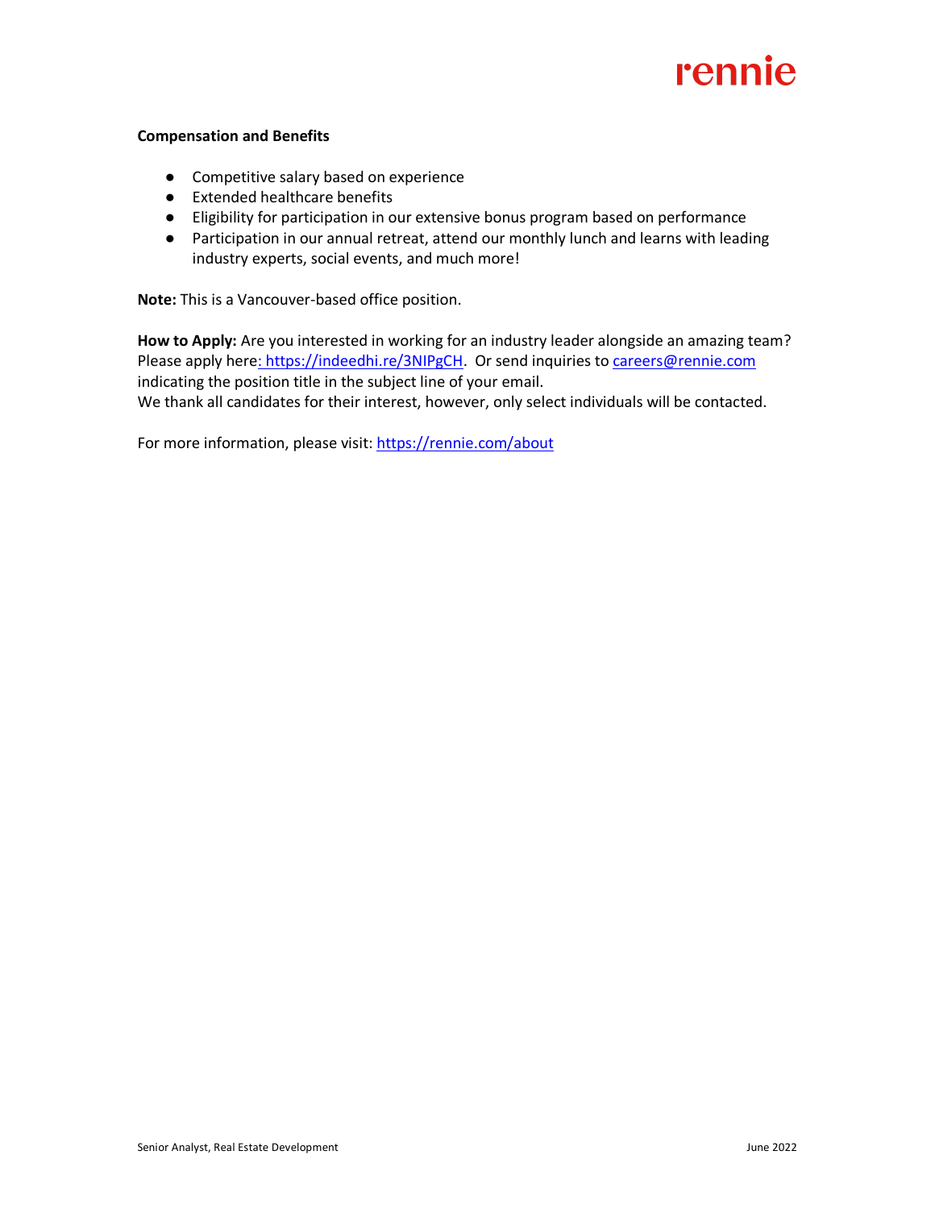**Compensation and Benefits**

- Competitive salary based on experience
- Extended healthcare benefits
- Eligibility for participation in our extensive bonus program based on performance
- Participation in our annual retreat, attend our monthly lunch and learns with leading industry experts, social events, and much more!

**Note:** This is a Vancouver-based office position.

**How to Apply:** Are you interested in working for an industry leader alongside an amazing team? Please apply here: https://indeedhi.re/3NIPgCH. Or send inquiries to careers@rennie.com indicating the position title in the subject line of your email.
We thank all candidates for their interest, however, only select individuals will be contacted.

For more information, please visit: https://rennie.com/about